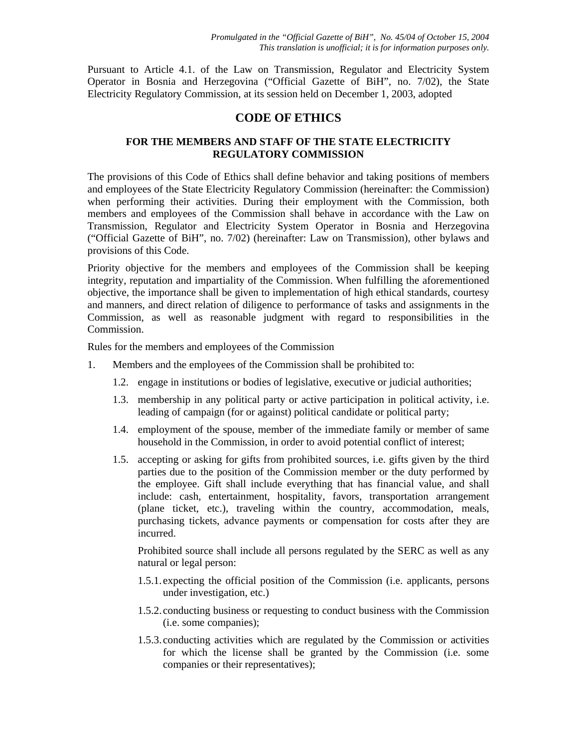*Promulgated in the "Official Gazette of BiH", No. 45/04 of October 15, 2004*
*This translation is unofficial; it is for information purposes only.*

Pursuant to Article 4.1. of the Law on Transmission, Regulator and Electricity System Operator in Bosnia and Herzegovina ("Official Gazette of BiH", no. 7/02), the State Electricity Regulatory Commission, at its session held on December 1, 2003, adopted

# CODE OF ETHICS

## FOR THE MEMBERS AND STAFF OF THE STATE ELECTRICITY REGULATORY COMMISSION

The provisions of this Code of Ethics shall define behavior and taking positions of members and employees of the State Electricity Regulatory Commission (hereinafter: the Commission) when performing their activities. During their employment with the Commission, both members and employees of the Commission shall behave in accordance with the Law on Transmission, Regulator and Electricity System Operator in Bosnia and Herzegovina ("Official Gazette of BiH", no. 7/02) (hereinafter: Law on Transmission), other bylaws and provisions of this Code.

Priority objective for the members and employees of the Commission shall be keeping integrity, reputation and impartiality of the Commission. When fulfilling the aforementioned objective, the importance shall be given to implementation of high ethical standards, courtesy and manners, and direct relation of diligence to performance of tasks and assignments in the Commission, as well as reasonable judgment with regard to responsibilities in the Commission.

Rules for the members and employees of the Commission

1. Members and the employees of the Commission shall be prohibited to:

   1.2. engage in institutions or bodies of legislative, executive or judicial authorities;

   1.3. membership in any political party or active participation in political activity, i.e. leading of campaign (for or against) political candidate or political party;

   1.4. employment of the spouse, member of the immediate family or member of same household in the Commission, in order to avoid potential conflict of interest;

   1.5. accepting or asking for gifts from prohibited sources, i.e. gifts given by the third parties due to the position of the Commission member or the duty performed by the employee. Gift shall include everything that has financial value, and shall include: cash, entertainment, hospitality, favors, transportation arrangement (plane ticket, etc.), traveling within the country, accommodation, meals, purchasing tickets, advance payments or compensation for costs after they are incurred.

   Prohibited source shall include all persons regulated by the SERC as well as any natural or legal person:

   1.5.1. expecting the official position of the Commission (i.e. applicants, persons under investigation, etc.)

   1.5.2. conducting business or requesting to conduct business with the Commission (i.e. some companies);

   1.5.3. conducting activities which are regulated by the Commission or activities for which the license shall be granted by the Commission (i.e. some companies or their representatives);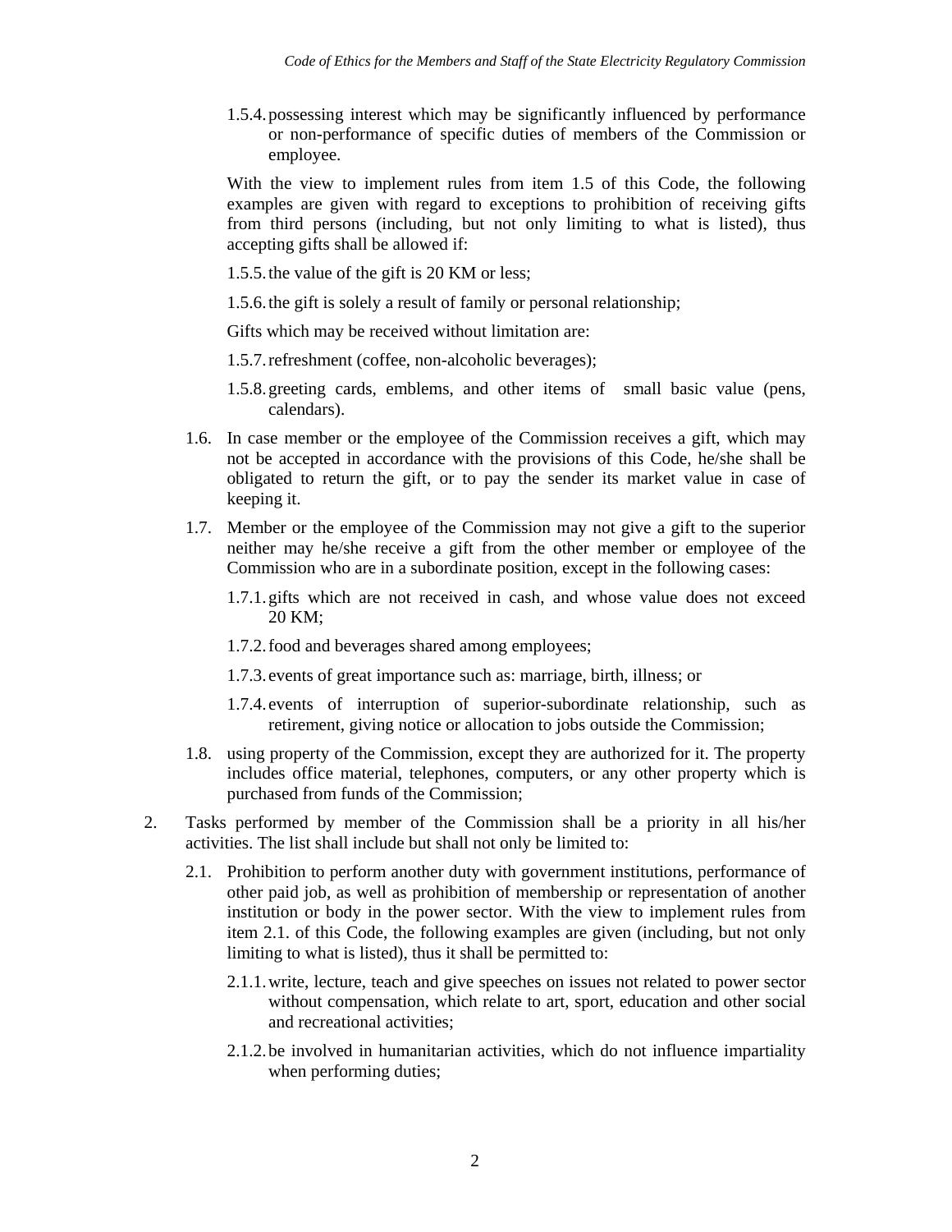1.5.4. possessing interest which may be significantly influenced by performance or non-performance of specific duties of members of the Commission or employee.

With the view to implement rules from item 1.5 of this Code, the following examples are given with regard to exceptions to prohibition of receiving gifts from third persons (including, but not only limiting to what is listed), thus accepting gifts shall be allowed if:

1.5.5. the value of the gift is 20 KM or less;

1.5.6. the gift is solely a result of family or personal relationship;

Gifts which may be received without limitation are:

1.5.7. refreshment (coffee, non-alcoholic beverages);

1.5.8. greeting cards, emblems, and other items of small basic value (pens, calendars).

1.6. In case member or the employee of the Commission receives a gift, which may not be accepted in accordance with the provisions of this Code, he/she shall be obligated to return the gift, or to pay the sender its market value in case of keeping it.

1.7. Member or the employee of the Commission may not give a gift to the superior neither may he/she receive a gift from the other member or employee of the Commission who are in a subordinate position, except in the following cases:

1.7.1. gifts which are not received in cash, and whose value does not exceed 20 KM;

1.7.2. food and beverages shared among employees;

1.7.3. events of great importance such as: marriage, birth, illness; or

1.7.4. events of interruption of superior-subordinate relationship, such as retirement, giving notice or allocation to jobs outside the Commission;

1.8. using property of the Commission, except they are authorized for it. The property includes office material, telephones, computers, or any other property which is purchased from funds of the Commission;

2. Tasks performed by member of the Commission shall be a priority in all his/her activities. The list shall include but shall not only be limited to:

2.1. Prohibition to perform another duty with government institutions, performance of other paid job, as well as prohibition of membership or representation of another institution or body in the power sector. With the view to implement rules from item 2.1. of this Code, the following examples are given (including, but not only limiting to what is listed), thus it shall be permitted to:

2.1.1. write, lecture, teach and give speeches on issues not related to power sector without compensation, which relate to art, sport, education and other social and recreational activities;

2.1.2. be involved in humanitarian activities, which do not influence impartiality when performing duties;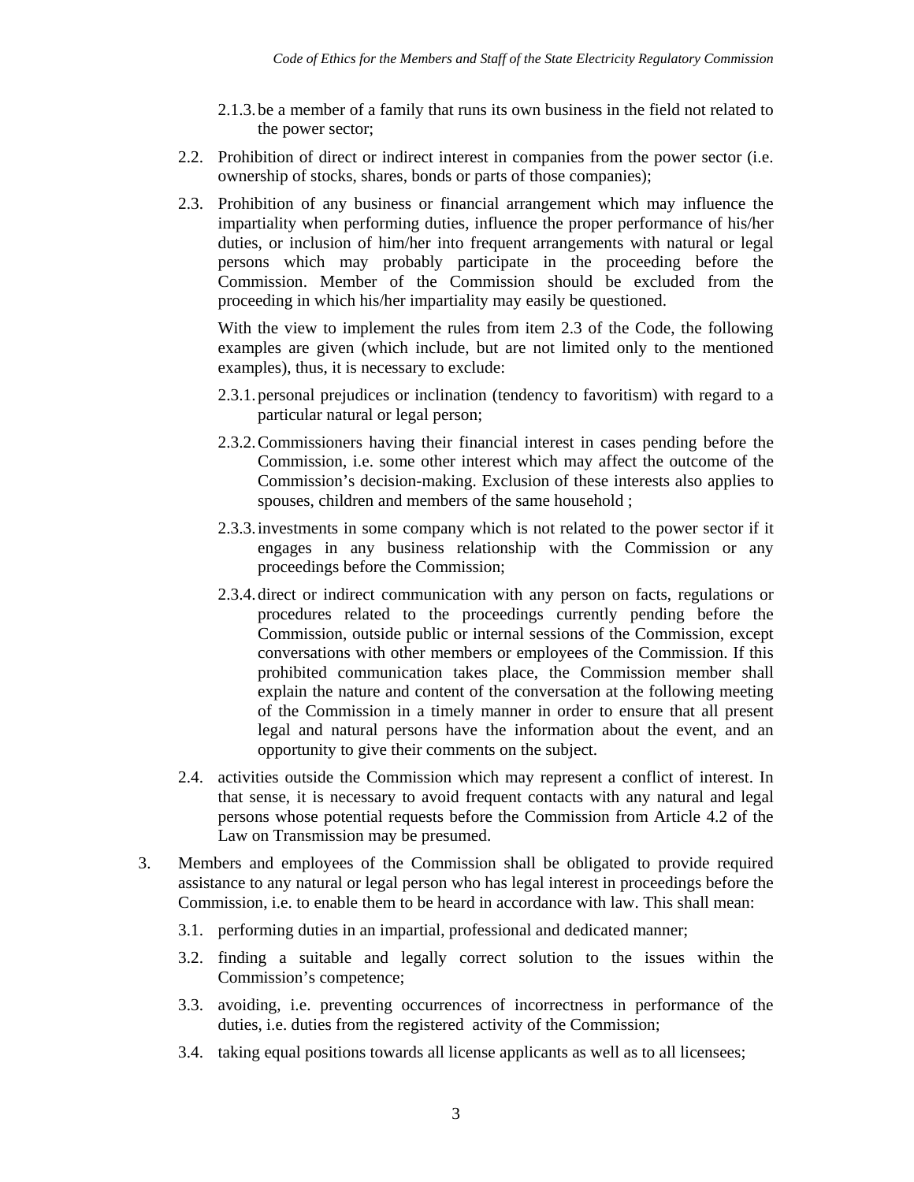2.1.3. be a member of a family that runs its own business in the field not related to the power sector;

2.2. Prohibition of direct or indirect interest in companies from the power sector (i.e. ownership of stocks, shares, bonds or parts of those companies);

2.3. Prohibition of any business or financial arrangement which may influence the impartiality when performing duties, influence the proper performance of his/her duties, or inclusion of him/her into frequent arrangements with natural or legal persons which may probably participate in the proceeding before the Commission. Member of the Commission should be excluded from the proceeding in which his/her impartiality may easily be questioned.

With the view to implement the rules from item 2.3 of the Code, the following examples are given (which include, but are not limited only to the mentioned examples), thus, it is necessary to exclude:

2.3.1. personal prejudices or inclination (tendency to favoritism) with regard to a particular natural or legal person;

2.3.2. Commissioners having their financial interest in cases pending before the Commission, i.e. some other interest which may affect the outcome of the Commission's decision-making. Exclusion of these interests also applies to spouses, children and members of the same household ;

2.3.3. investments in some company which is not related to the power sector if it engages in any business relationship with the Commission or any proceedings before the Commission;

2.3.4. direct or indirect communication with any person on facts, regulations or procedures related to the proceedings currently pending before the Commission, outside public or internal sessions of the Commission, except conversations with other members or employees of the Commission. If this prohibited communication takes place, the Commission member shall explain the nature and content of the conversation at the following meeting of the Commission in a timely manner in order to ensure that all present legal and natural persons have the information about the event, and an opportunity to give their comments on the subject.

2.4. activities outside the Commission which may represent a conflict of interest. In that sense, it is necessary to avoid frequent contacts with any natural and legal persons whose potential requests before the Commission from Article 4.2 of the Law on Transmission may be presumed.

3. Members and employees of the Commission shall be obligated to provide required assistance to any natural or legal person who has legal interest in proceedings before the Commission, i.e. to enable them to be heard in accordance with law. This shall mean:

3.1. performing duties in an impartial, professional and dedicated manner;

3.2. finding a suitable and legally correct solution to the issues within the Commission's competence;

3.3. avoiding, i.e. preventing occurrences of incorrectness in performance of the duties, i.e. duties from the registered activity of the Commission;

3.4. taking equal positions towards all license applicants as well as to all licensees;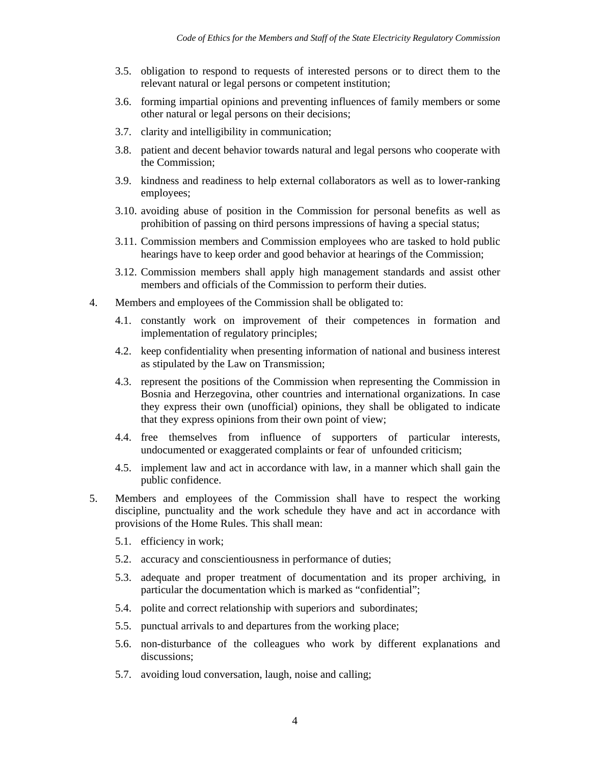3.5. obligation to respond to requests of interested persons or to direct them to the relevant natural or legal persons or competent institution;

3.6. forming impartial opinions and preventing influences of family members or some other natural or legal persons on their decisions;

3.7. clarity and intelligibility in communication;

3.8. patient and decent behavior towards natural and legal persons who cooperate with the Commission;

3.9. kindness and readiness to help external collaborators as well as to lower-ranking employees;

3.10. avoiding abuse of position in the Commission for personal benefits as well as prohibition of passing on third persons impressions of having a special status;

3.11. Commission members and Commission employees who are tasked to hold public hearings have to keep order and good behavior at hearings of the Commission;

3.12. Commission members shall apply high management standards and assist other members and officials of the Commission to perform their duties.

4. Members and employees of the Commission shall be obligated to:

4.1. constantly work on improvement of their competences in formation and implementation of regulatory principles;

4.2. keep confidentiality when presenting information of national and business interest as stipulated by the Law on Transmission;

4.3. represent the positions of the Commission when representing the Commission in Bosnia and Herzegovina, other countries and international organizations. In case they express their own (unofficial) opinions, they shall be obligated to indicate that they express opinions from their own point of view;

4.4. free themselves from influence of supporters of particular interests, undocumented or exaggerated complaints or fear of unfounded criticism;

4.5. implement law and act in accordance with law, in a manner which shall gain the public confidence.

5. Members and employees of the Commission shall have to respect the working discipline, punctuality and the work schedule they have and act in accordance with provisions of the Home Rules. This shall mean:

5.1. efficiency in work;

5.2. accuracy and conscientiousness in performance of duties;

5.3. adequate and proper treatment of documentation and its proper archiving, in particular the documentation which is marked as "confidential";

5.4. polite and correct relationship with superiors and subordinates;

5.5. punctual arrivals to and departures from the working place;

5.6. non-disturbance of the colleagues who work by different explanations and discussions;

5.7. avoiding loud conversation, laugh, noise and calling;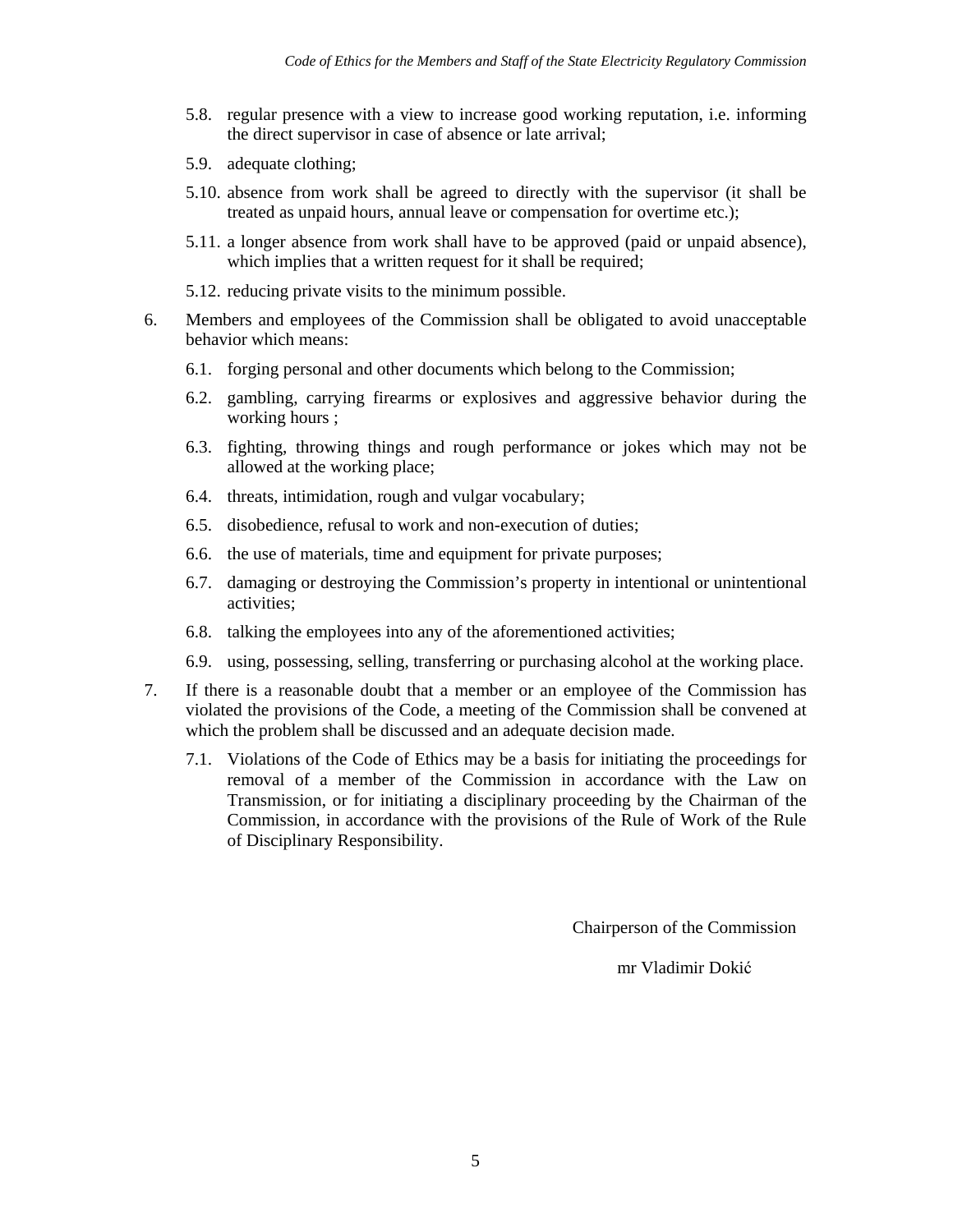5.8. regular presence with a view to increase good working reputation, i.e. informing the direct supervisor in case of absence or late arrival;

5.9. adequate clothing;

5.10. absence from work shall be agreed to directly with the supervisor (it shall be treated as unpaid hours, annual leave or compensation for overtime etc.);

5.11. a longer absence from work shall have to be approved (paid or unpaid absence), which implies that a written request for it shall be required;

5.12. reducing private visits to the minimum possible.

6. Members and employees of the Commission shall be obligated to avoid unacceptable behavior which means:

   6.1. forging personal and other documents which belong to the Commission;

   6.2. gambling, carrying firearms or explosives and aggressive behavior during the working hours ;

   6.3. fighting, throwing things and rough performance or jokes which may not be allowed at the working place;

   6.4. threats, intimidation, rough and vulgar vocabulary;

   6.5. disobedience, refusal to work and non-execution of duties;

   6.6. the use of materials, time and equipment for private purposes;

   6.7. damaging or destroying the Commission's property in intentional or unintentional activities;

   6.8. talking the employees into any of the aforementioned activities;

   6.9. using, possessing, selling, transferring or purchasing alcohol at the working place.

7. If there is a reasonable doubt that a member or an employee of the Commission has violated the provisions of the Code, a meeting of the Commission shall be convened at which the problem shall be discussed and an adequate decision made.

   7.1. Violations of the Code of Ethics may be a basis for initiating the proceedings for removal of a member of the Commission in accordance with the Law on Transmission, or for initiating a disciplinary proceeding by the Chairman of the Commission, in accordance with the provisions of the Rule of Work of the Rule of Disciplinary Responsibility.

Chairperson of the Commission

mr Vladimir Dokić